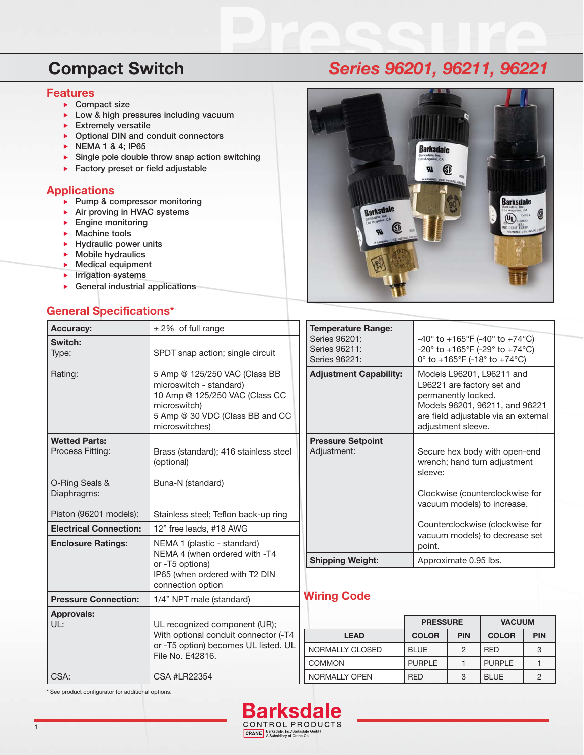# Compact Switch

## *Series 96201, 96211, 96221*

## Features

- Compact size
- Low & high pressures including vacuum
- Extremely versatile
- Optional DIN and conduit connectors
- NEMA 1 & 4; IP65
- Single pole double throw snap action switching
- Factory preset or field adjustable

## Applications

- Pump & compressor monitoring
- Air proving in HVAC systems
- Engine monitoring
- Machine tools
- Hydraulic power units
- Mobile hydraulics
- Medical equipment
- Irrigation systems
- General industrial applications

## General Specifications*

| | |
|---|---|
| **Accuracy:** | ± 2% of full range |
| **Switch:** Type: | SPDT snap action; single circuit |
| Rating: | 5 Amp @ 125/250 VAC (Class BB microswitch - standard)<br>10 Amp @ 125/250 VAC (Class CC microswitch)<br>5 Amp @ 30 VDC (Class BB and CC microswitches) |
| **Wetted Parts:** Process Fitting: | Brass (standard); 416 stainless steel (optional) |
| O-Ring Seals & Diaphragms: | Buna-N (standard) |
| Piston (96201 models): | Stainless steel; Teflon back-up ring |
| **Electrical Connection:** | 12” free leads, #18 AWG |
| **Enclosure Ratings:** | NEMA 1 (plastic - standard)<br>NEMA 4 (when ordered with -T4 or -T5 options)<br>IP65 (when ordered with T2 DIN connection option |
| **Pressure Connection:** | 1/4” NPT male (standard) |
| **Approvals:** UL: | UL recognized component (UR); With optional conduit connector (-T4 or -T5 option) becomes UL listed. UL File No. E42816. |
| CSA: | CSA #LR22354 |

| | |
|---|---|
| **Temperature Range:**<br>Series 96201:<br>Series 96211:<br>Series 96221: | <br>-40° to +165°F (-40° to +74°C)<br>-20° to +165°F (-29° to +74°C)<br>0° to +165°F (-18° to +74°C) |
| **Adjustment Capability:** | Models L96201, L96211 and L96221 are factory set and permanently locked.<br>Models 96201, 96211, and 96221 are field adjustable via an external adjustment sleeve. |
| **Pressure Setpoint** Adjustment: | Secure hex body with open-end wrench; hand turn adjustment sleeve:<br>Clockwise (counterclockwise for vacuum models) to increase.<br>Counterclockwise (clockwise for vacuum models) to decrease set point. |
| **Shipping Weight:** | Approximate 0.95 lbs. |

## Wiring Code

| | PRESSURE | | VACUUM | |
|---|---|---|---|---|
| **LEAD** | **COLOR** | **PIN** | **COLOR** | **PIN** |
| NORMALLY CLOSED | BLUE | 2 | RED | 3 |
| COMMON | PURPLE | 1 | PURPLE | 1 |
| NORMALLY OPEN | RED | 3 | BLUE | 2 |

* See product configurator for additional options.

Barksdale CONTROL PRODUCTS
CRANE Barksdale, Inc./Barksdale GmbH A Subsidiary of Crane Co.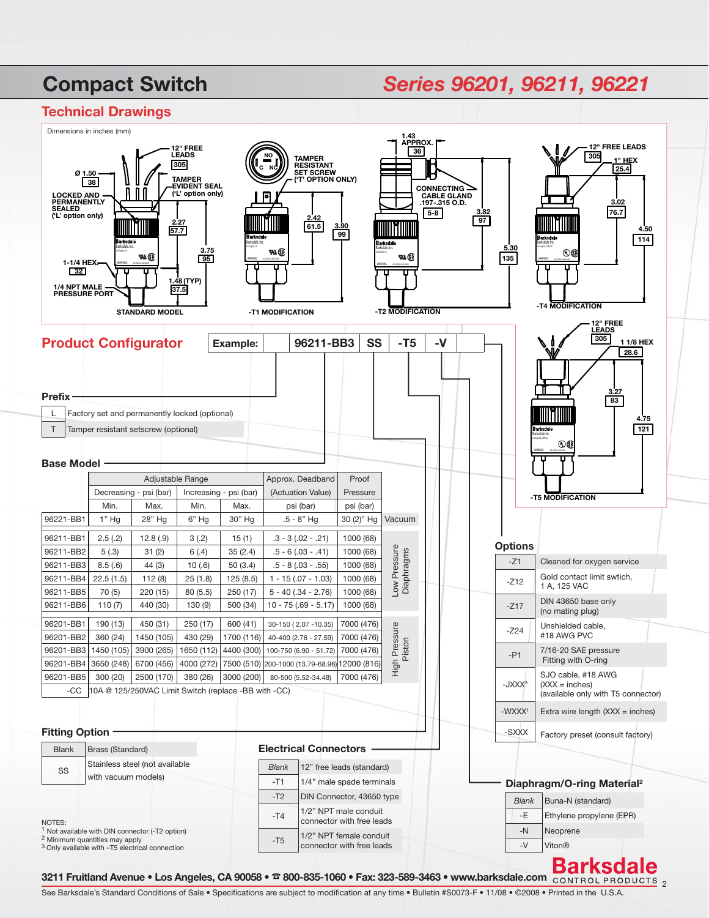# Compact Switch — Series 96201, 96211, 96221

## Technical Drawings

Dimensions in inches (mm)

STANDARD MODEL

12" FREE LEADS 305
Ø 1.50 38
TAMPER EVIDENT SEAL ('L' option only)
LOCKED AND PERMANENTLY SEALED ('L' option only)
2.27 57.7
3.75 95
1-1/4 HEX 32
1.48 (TYP) 37.5
1/4 NPT MALE PRESSURE PORT

-T1 MODIFICATION

TAMPER RESISTANT SET SCREW ('T' OPTION ONLY)
2.42 61.5
3.90 99

-T2 MODIFICATION

1.43 APPROX. 36
CONNECTING CABLE GLAND .197-.315 O.D. 5-8
3.82 97
5.30 135

-T4 MODIFICATION

12" FREE LEADS 305
1" HEX 25.4
3.02 76.7
4.50 114

-T5 MODIFICATION

12" FREE LEADS 305
1 1/8 HEX 28.6
3.27 83
4.75 121

## Product Configurator

| Example: | | 96211-BB3 | SS | -T5 | -V | |
|---|---|---|---|---|---|---|

### Prefix

| | |
|---|---|
| L | Factory set and permanently locked (optional) |
| T | Tamper resistant setscrew (optional) |

### Base Model

| | Adjustable Range | | | | Approx. Deadband | Proof | |
|---|---|---|---|---|---|---|---|
| | Decreasing - psi (bar) | | Increasing - psi (bar) | | (Actuation Value) | Pressure | |
| | Min. | Max. | Min. | Max. | psi (bar) | psi (bar) | |
| 96221-BB1 | 1" Hg | 28" Hg | 6" Hg | 30" Hg | .5 - 8" Hg | 30 (2)" Hg | Vacuum |
| 96211-BB1 | 2.5 (.2) | 12.8 (.9) | 3 (.2) | 15 (1) | .3 - 3 (.02 - .21) | 1000 (68) | Low Pressure Diaphragms |
| 96211-BB2 | 5 (.3) | 31 (2) | 6 (.4) | 35 (2.4) | .5 - 6 (.03 - .41) | 1000 (68) | Low Pressure Diaphragms |
| 96211-BB3 | 8.5 (.6) | 44 (3) | 10 (.6) | 50 (3.4) | .5 - 8 (.03 - .55) | 1000 (68) | Low Pressure Diaphragms |
| 96211-BB4 | 22.5 (1.5) | 112 (8) | 25 (1.8) | 125 (8.5) | 1 - 15 (.07 - 1.03) | 1000 (68) | Low Pressure Diaphragms |
| 96211-BB5 | 70 (5) | 220 (15) | 80 (5.5) | 250 (17) | 5 - 40 (.34 - 2.76) | 1000 (68) | Low Pressure Diaphragms |
| 96211-BB6 | 110 (7) | 440 (30) | 130 (9) | 500 (34) | 10 - 75 (.69 - 5.17) | 1000 (68) | Low Pressure Diaphragms |
| 96201-BB1 | 190 (13) | 450 (31) | 250 (17) | 600 (41) | 30-150 ( 2.07 -10.35) | 7000 (476) | High Pressure Piston |
| 96201-BB2 | 360 (24) | 1450 (105) | 430 (29) | 1700 (116) | 40-400 (2.76 - 27.59) | 7000 (476) | High Pressure Piston |
| 96201-BB3 | 1450 (105) | 3900 (265) | 1650 (112) | 4400 (300) | 100-750 (6.90 - 51.72) | 7000 (476) | High Pressure Piston |
| 96201-BB4 | 3650 (248) | 6700 (456) | 4000 (272) | 7500 (510) | 200-1000 (13.79-68.96) | 12000 (816) | High Pressure Piston |
| 96201-BB5 | 300 (20) | 2500 (170) | 380 (26) | 3000 (200) | 80-500 (5.52-34.48) | 7000 (476) | High Pressure Piston |
| -CC | 10A @ 125/250VAC Limit Switch (replace -BB with -CC) | | | | | | |

### Fitting Option

| | |
|---|---|
| Blank | Brass (Standard) |
| SS | Stainless steel (not available with vacuum models) |

### Electrical Connectors

| | |
|---|---|
| *Blank* | 12" free leads (standard) |
| -T1 | 1/4" male spade terminals |
| -T2 | DIN Connector, 43650 type |
| -T4 | 1/2" NPT male conduit connector with free leads |
| -T5 | 1/2" NPT female conduit connector with free leads |

### Options

| | |
|---|---|
| -Z1 | Cleaned for oxygen service |
| -Z12 | Gold contact limit swtich, 1 A, 125 VAC |
| -Z17 | DIN 43650 base only (no mating plug) |
| -Z24 | Unshielded cable, #18 AWG PVC |
| -P1 | 7/16-20 SAE pressure Fitting with O-ring |
| -JXXX[3] | SJO cable, #18 AWG (XXX = inches) (available only with T5 connector) |
| -WXXX[1] | Extra wire length (XXX = inches) |
| -SXXX | Factory preset (consult factory) |

### Diaphragm/O-ring Material[2]

| | |
|---|---|
| *Blank* | Buna-N (standard) |
| -E | Ethylene propylene (EPR) |
| -N | Neoprene |
| -V | Viton® |

NOTES:
[1] Not available with DIN connector (-T2 option)
[2] Minimum quantities may apply
[3] Only available with –T5 electrical connection

3211 Fruitland Avenue • Los Angeles, CA 90058 • ☎ 800-835-1060 • Fax: 323-589-3463 • www.barksdale.com

Barksdale CONTROL PRODUCTS

See Barksdale's Standard Conditions of Sale • Specifications are subject to modification at any time • Bulletin #S0073-F • 11/08 • ©2008 • Printed in the U.S.A.